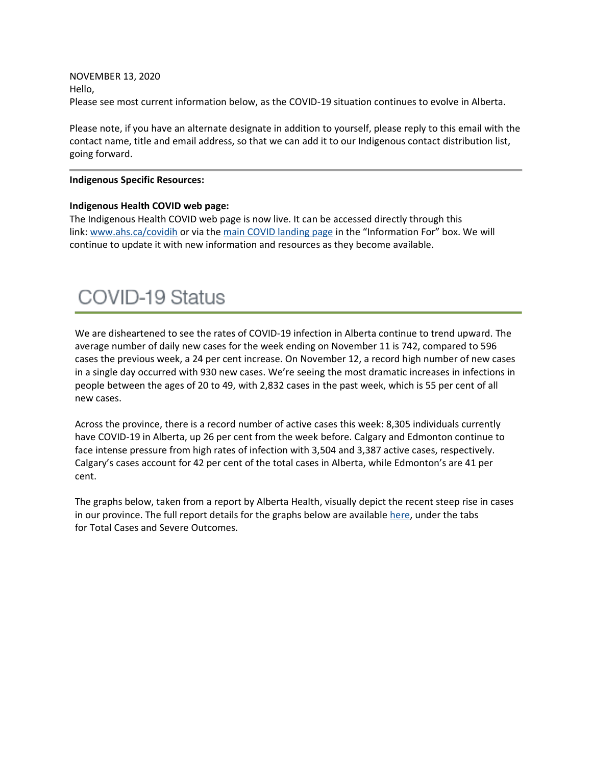NOVEMBER 13, 2020

Hello,

Please see most current information below, as the COVID-19 situation continues to evolve in Alberta.

Please note, if you have an alternate designate in addition to yourself, please reply to this email with the contact name, title and email address, so that we can add it to our Indigenous contact distribution list, going forward.

---

**Indigenous Specific Resources:**

**Indigenous Health COVID web page:**

The Indigenous Health COVID web page is now live. It can be accessed directly through this link: [www.ahs.ca/covidih](www.ahs.ca/covidih) or via the [main COVID landing page](#) in the "Information For" box. We will continue to update it with new information and resources as they become available.

# COVID-19 Status

We are disheartened to see the rates of COVID-19 infection in Alberta continue to trend upward. The average number of daily new cases for the week ending on November 11 is 742, compared to 596 cases the previous week, a 24 per cent increase. On November 12, a record high number of new cases in a single day occurred with 930 new cases. We're seeing the most dramatic increases in infections in people between the ages of 20 to 49, with 2,832 cases in the past week, which is 55 per cent of all new cases.

Across the province, there is a record number of active cases this week: 8,305 individuals currently have COVID-19 in Alberta, up 26 per cent from the week before. Calgary and Edmonton continue to face intense pressure from high rates of infection with 3,504 and 3,387 active cases, respectively. Calgary's cases account for 42 per cent of the total cases in Alberta, while Edmonton's are 41 per cent.

The graphs below, taken from a report by Alberta Health, visually depict the recent steep rise in cases in our province. The full report details for the graphs below are available [here](#), under the tabs for Total Cases and Severe Outcomes.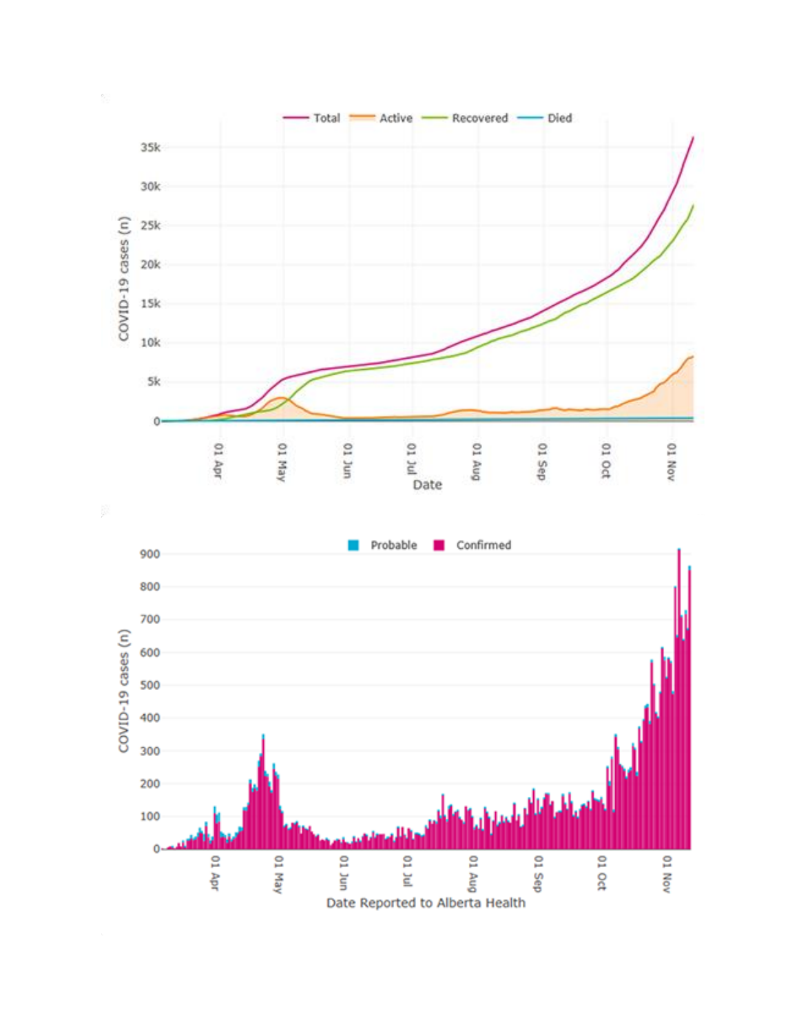Total — Active — Recovered — Died

COVID-19 cases (n)

35k
30k
25k
20k
15k
10k
5k
0

01 Apr | 01 May | 01 Jun | 01 Jul | 01 Aug | 01 Sep | 01 Oct | 01 Nov

Date

Probable — Confirmed

COVID-19 cases (n)

900
800
700
600
500
400
300
200
100
0

01 Apr | 01 May | 01 Jun | 01 Jul | 01 Aug | 01 Sep | 01 Oct | 01 Nov

Date Reported to Alberta Health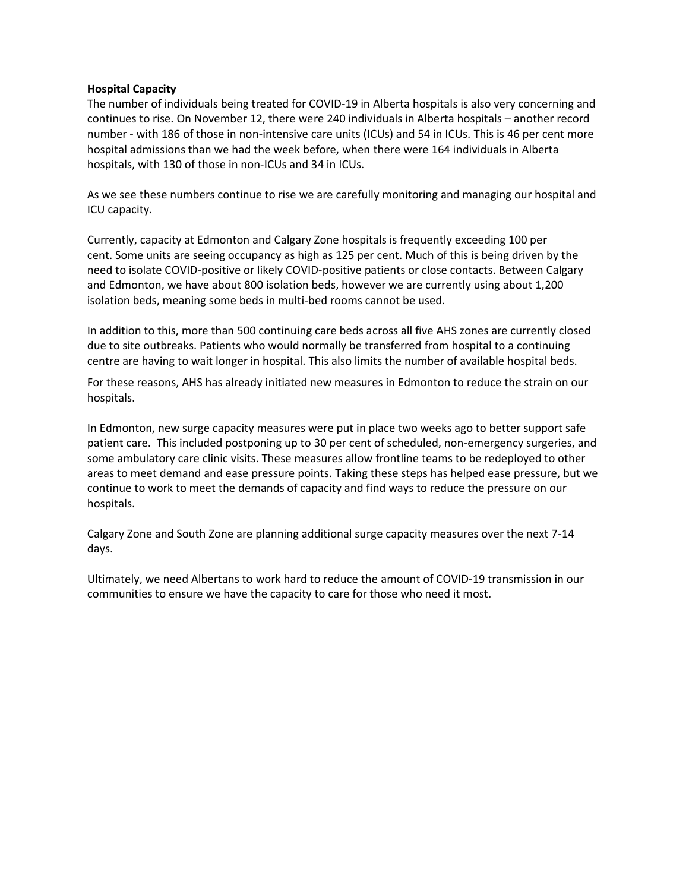**Hospital Capacity**

The number of individuals being treated for COVID-19 in Alberta hospitals is also very concerning and continues to rise. On November 12, there were 240 individuals in Alberta hospitals – another record number - with 186 of those in non-intensive care units (ICUs) and 54 in ICUs. This is 46 per cent more hospital admissions than we had the week before, when there were 164 individuals in Alberta hospitals, with 130 of those in non-ICUs and 34 in ICUs.

As we see these numbers continue to rise we are carefully monitoring and managing our hospital and ICU capacity.

Currently, capacity at Edmonton and Calgary Zone hospitals is frequently exceeding 100 per cent. Some units are seeing occupancy as high as 125 per cent. Much of this is being driven by the need to isolate COVID-positive or likely COVID-positive patients or close contacts. Between Calgary and Edmonton, we have about 800 isolation beds, however we are currently using about 1,200 isolation beds, meaning some beds in multi-bed rooms cannot be used.

In addition to this, more than 500 continuing care beds across all five AHS zones are currently closed due to site outbreaks. Patients who would normally be transferred from hospital to a continuing centre are having to wait longer in hospital. This also limits the number of available hospital beds.

For these reasons, AHS has already initiated new measures in Edmonton to reduce the strain on our hospitals.

In Edmonton, new surge capacity measures were put in place two weeks ago to better support safe patient care. This included postponing up to 30 per cent of scheduled, non-emergency surgeries, and some ambulatory care clinic visits. These measures allow frontline teams to be redeployed to other areas to meet demand and ease pressure points. Taking these steps has helped ease pressure, but we continue to work to meet the demands of capacity and find ways to reduce the pressure on our hospitals.

Calgary Zone and South Zone are planning additional surge capacity measures over the next 7-14 days.

Ultimately, we need Albertans to work hard to reduce the amount of COVID-19 transmission in our communities to ensure we have the capacity to care for those who need it most.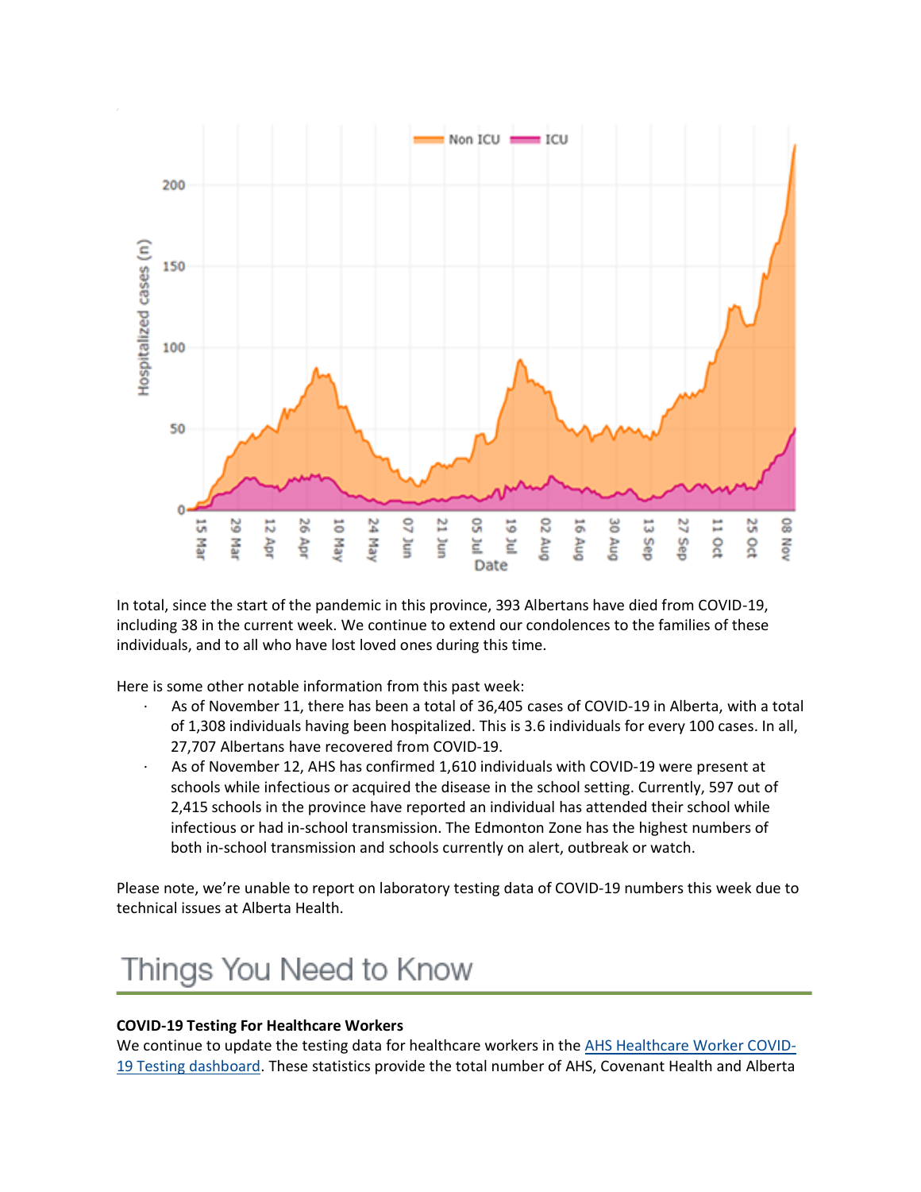In total, since the start of the pandemic in this province, 393 Albertans have died from COVID-19, including 38 in the current week. We continue to extend our condolences to the families of these individuals, and to all who have lost loved ones during this time.

Here is some other notable information from this past week:

- As of November 11, there has been a total of 36,405 cases of COVID-19 in Alberta, with a total of 1,308 individuals having been hospitalized. This is 3.6 individuals for every 100 cases. In all, 27,707 Albertans have recovered from COVID-19.
- As of November 12, AHS has confirmed 1,610 individuals with COVID-19 were present at schools while infectious or acquired the disease in the school setting. Currently, 597 out of 2,415 schools in the province have reported an individual has attended their school while infectious or had in-school transmission. The Edmonton Zone has the highest numbers of both in-school transmission and schools currently on alert, outbreak or watch.

Please note, we're unable to report on laboratory testing data of COVID-19 numbers this week due to technical issues at Alberta Health.

# Things You Need to Know

**COVID-19 Testing For Healthcare Workers**

We continue to update the testing data for healthcare workers in the AHS Healthcare Worker COVID-19 Testing dashboard. These statistics provide the total number of AHS, Covenant Health and Alberta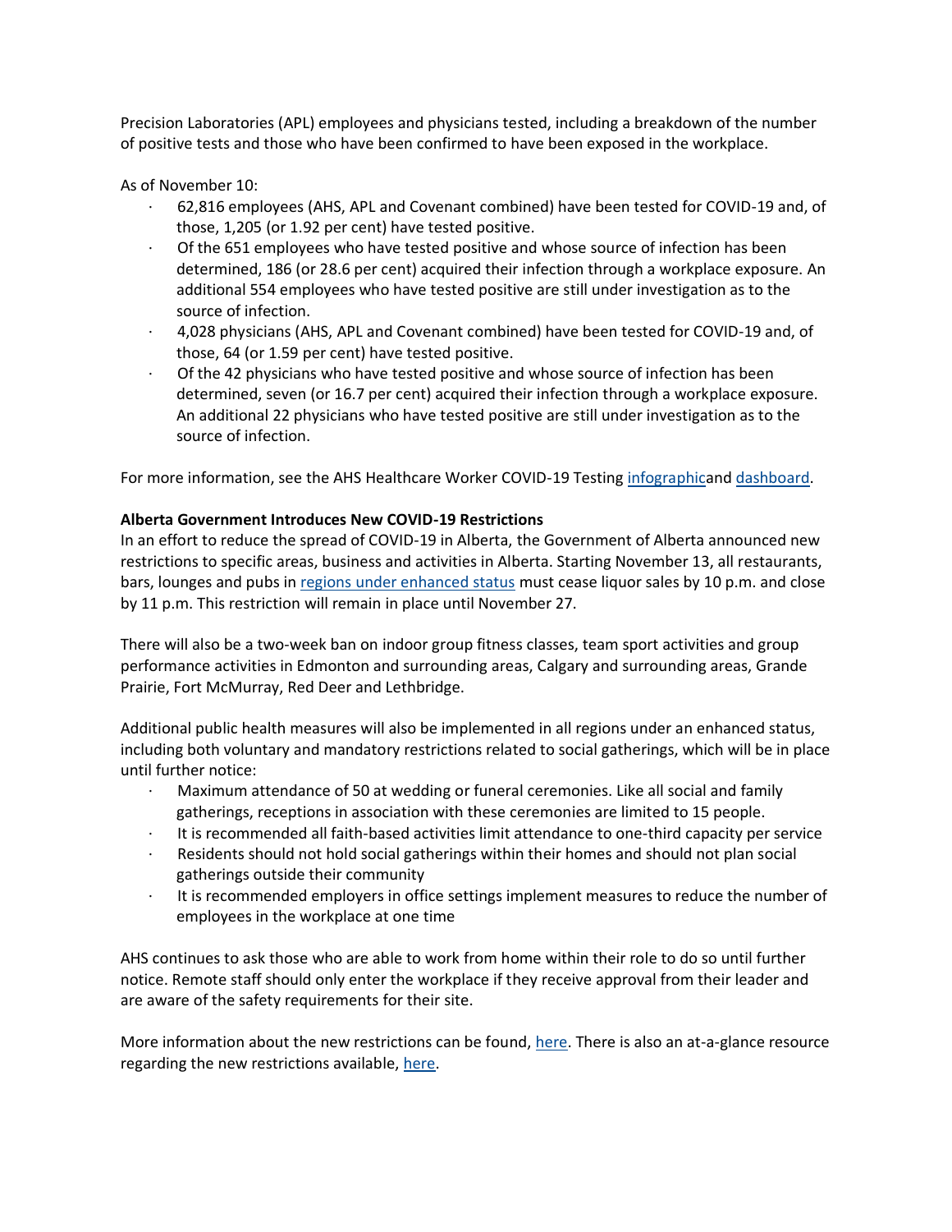Precision Laboratories (APL) employees and physicians tested, including a breakdown of the number of positive tests and those who have been confirmed to have been exposed in the workplace.

As of November 10:

- 62,816 employees (AHS, APL and Covenant combined) have been tested for COVID-19 and, of those, 1,205 (or 1.92 per cent) have tested positive.
- Of the 651 employees who have tested positive and whose source of infection has been determined, 186 (or 28.6 per cent) acquired their infection through a workplace exposure. An additional 554 employees who have tested positive are still under investigation as to the source of infection.
- 4,028 physicians (AHS, APL and Covenant combined) have been tested for COVID-19 and, of those, 64 (or 1.59 per cent) have tested positive.
- Of the 42 physicians who have tested positive and whose source of infection has been determined, seven (or 16.7 per cent) acquired their infection through a workplace exposure. An additional 22 physicians who have tested positive are still under investigation as to the source of infection.

For more information, see the AHS Healthcare Worker COVID-19 Testing infographicand dashboard.

**Alberta Government Introduces New COVID-19 Restrictions**

In an effort to reduce the spread of COVID-19 in Alberta, the Government of Alberta announced new restrictions to specific areas, business and activities in Alberta. Starting November 13, all restaurants, bars, lounges and pubs in regions under enhanced status must cease liquor sales by 10 p.m. and close by 11 p.m. This restriction will remain in place until November 27.

There will also be a two-week ban on indoor group fitness classes, team sport activities and group performance activities in Edmonton and surrounding areas, Calgary and surrounding areas, Grande Prairie, Fort McMurray, Red Deer and Lethbridge.

Additional public health measures will also be implemented in all regions under an enhanced status, including both voluntary and mandatory restrictions related to social gatherings, which will be in place until further notice:

- Maximum attendance of 50 at wedding or funeral ceremonies. Like all social and family gatherings, receptions in association with these ceremonies are limited to 15 people.
- It is recommended all faith-based activities limit attendance to one-third capacity per service
- Residents should not hold social gatherings within their homes and should not plan social gatherings outside their community
- It is recommended employers in office settings implement measures to reduce the number of employees in the workplace at one time

AHS continues to ask those who are able to work from home within their role to do so until further notice. Remote staff should only enter the workplace if they receive approval from their leader and are aware of the safety requirements for their site.

More information about the new restrictions can be found, here. There is also an at-a-glance resource regarding the new restrictions available, here.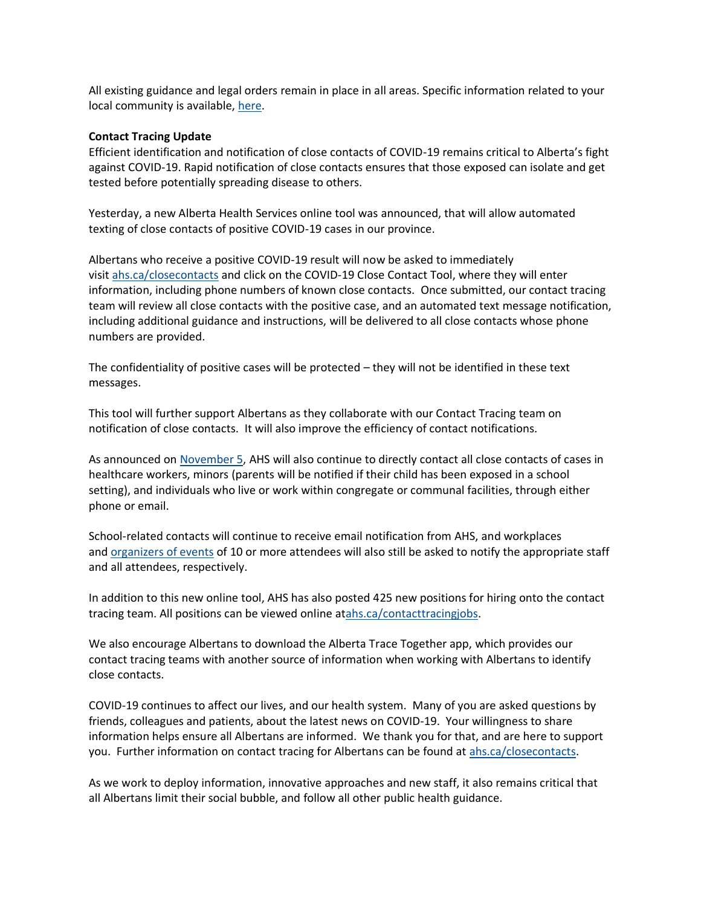All existing guidance and legal orders remain in place in all areas. Specific information related to your local community is available, here.

**Contact Tracing Update**

Efficient identification and notification of close contacts of COVID-19 remains critical to Alberta's fight against COVID-19. Rapid notification of close contacts ensures that those exposed can isolate and get tested before potentially spreading disease to others.

Yesterday, a new Alberta Health Services online tool was announced, that will allow automated texting of close contacts of positive COVID-19 cases in our province.

Albertans who receive a positive COVID-19 result will now be asked to immediately visit ahs.ca/closecontacts and click on the COVID-19 Close Contact Tool, where they will enter information, including phone numbers of known close contacts. Once submitted, our contact tracing team will review all close contacts with the positive case, and an automated text message notification, including additional guidance and instructions, will be delivered to all close contacts whose phone numbers are provided.

The confidentiality of positive cases will be protected – they will not be identified in these text messages.

This tool will further support Albertans as they collaborate with our Contact Tracing team on notification of close contacts. It will also improve the efficiency of contact notifications.

As announced on November 5, AHS will also continue to directly contact all close contacts of cases in healthcare workers, minors (parents will be notified if their child has been exposed in a school setting), and individuals who live or work within congregate or communal facilities, through either phone or email.

School-related contacts will continue to receive email notification from AHS, and workplaces and organizers of events of 10 or more attendees will also still be asked to notify the appropriate staff and all attendees, respectively.

In addition to this new online tool, AHS has also posted 425 new positions for hiring onto the contact tracing team. All positions can be viewed online atahs.ca/contacttracingjobs.

We also encourage Albertans to download the Alberta Trace Together app, which provides our contact tracing teams with another source of information when working with Albertans to identify close contacts.

COVID-19 continues to affect our lives, and our health system. Many of you are asked questions by friends, colleagues and patients, about the latest news on COVID-19. Your willingness to share information helps ensure all Albertans are informed. We thank you for that, and are here to support you. Further information on contact tracing for Albertans can be found at ahs.ca/closecontacts.

As we work to deploy information, innovative approaches and new staff, it also remains critical that all Albertans limit their social bubble, and follow all other public health guidance.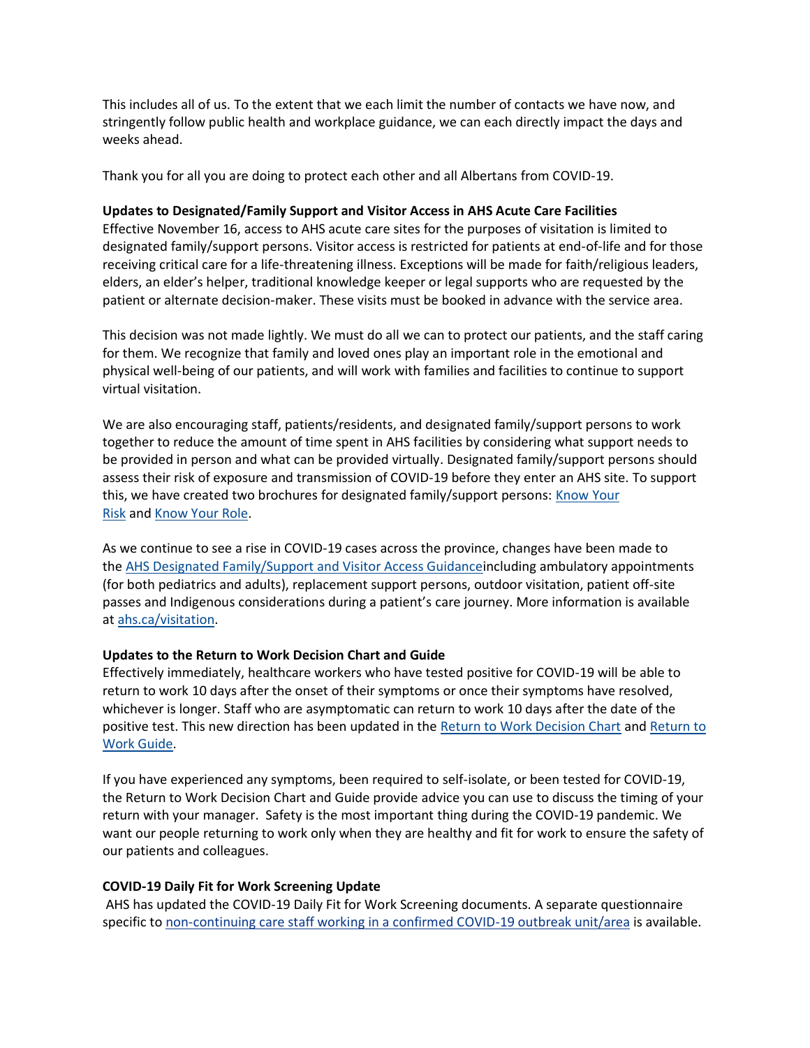This includes all of us. To the extent that we each limit the number of contacts we have now, and stringently follow public health and workplace guidance, we can each directly impact the days and weeks ahead.

Thank you for all you are doing to protect each other and all Albertans from COVID-19.

**Updates to Designated/Family Support and Visitor Access in AHS Acute Care Facilities**

Effective November 16, access to AHS acute care sites for the purposes of visitation is limited to designated family/support persons. Visitor access is restricted for patients at end-of-life and for those receiving critical care for a life-threatening illness. Exceptions will be made for faith/religious leaders, elders, an elder's helper, traditional knowledge keeper or legal supports who are requested by the patient or alternate decision-maker. These visits must be booked in advance with the service area.

This decision was not made lightly. We must do all we can to protect our patients, and the staff caring for them. We recognize that family and loved ones play an important role in the emotional and physical well-being of our patients, and will work with families and facilities to continue to support virtual visitation.

We are also encouraging staff, patients/residents, and designated family/support persons to work together to reduce the amount of time spent in AHS facilities by considering what support needs to be provided in person and what can be provided virtually. Designated family/support persons should assess their risk of exposure and transmission of COVID-19 before they enter an AHS site. To support this, we have created two brochures for designated family/support persons: Know Your Risk and Know Your Role.

As we continue to see a rise in COVID-19 cases across the province, changes have been made to the AHS Designated Family/Support and Visitor Access Guidanceincluding ambulatory appointments (for both pediatrics and adults), replacement support persons, outdoor visitation, patient off-site passes and Indigenous considerations during a patient's care journey. More information is available at ahs.ca/visitation.

**Updates to the Return to Work Decision Chart and Guide**

Effectively immediately, healthcare workers who have tested positive for COVID-19 will be able to return to work 10 days after the onset of their symptoms or once their symptoms have resolved, whichever is longer. Staff who are asymptomatic can return to work 10 days after the date of the positive test. This new direction has been updated in the Return to Work Decision Chart and Return to Work Guide.

If you have experienced any symptoms, been required to self-isolate, or been tested for COVID-19, the Return to Work Decision Chart and Guide provide advice you can use to discuss the timing of your return with your manager. Safety is the most important thing during the COVID-19 pandemic. We want our people returning to work only when they are healthy and fit for work to ensure the safety of our patients and colleagues.

**COVID-19 Daily Fit for Work Screening Update**

AHS has updated the COVID-19 Daily Fit for Work Screening documents. A separate questionnaire specific to non-continuing care staff working in a confirmed COVID-19 outbreak unit/area is available.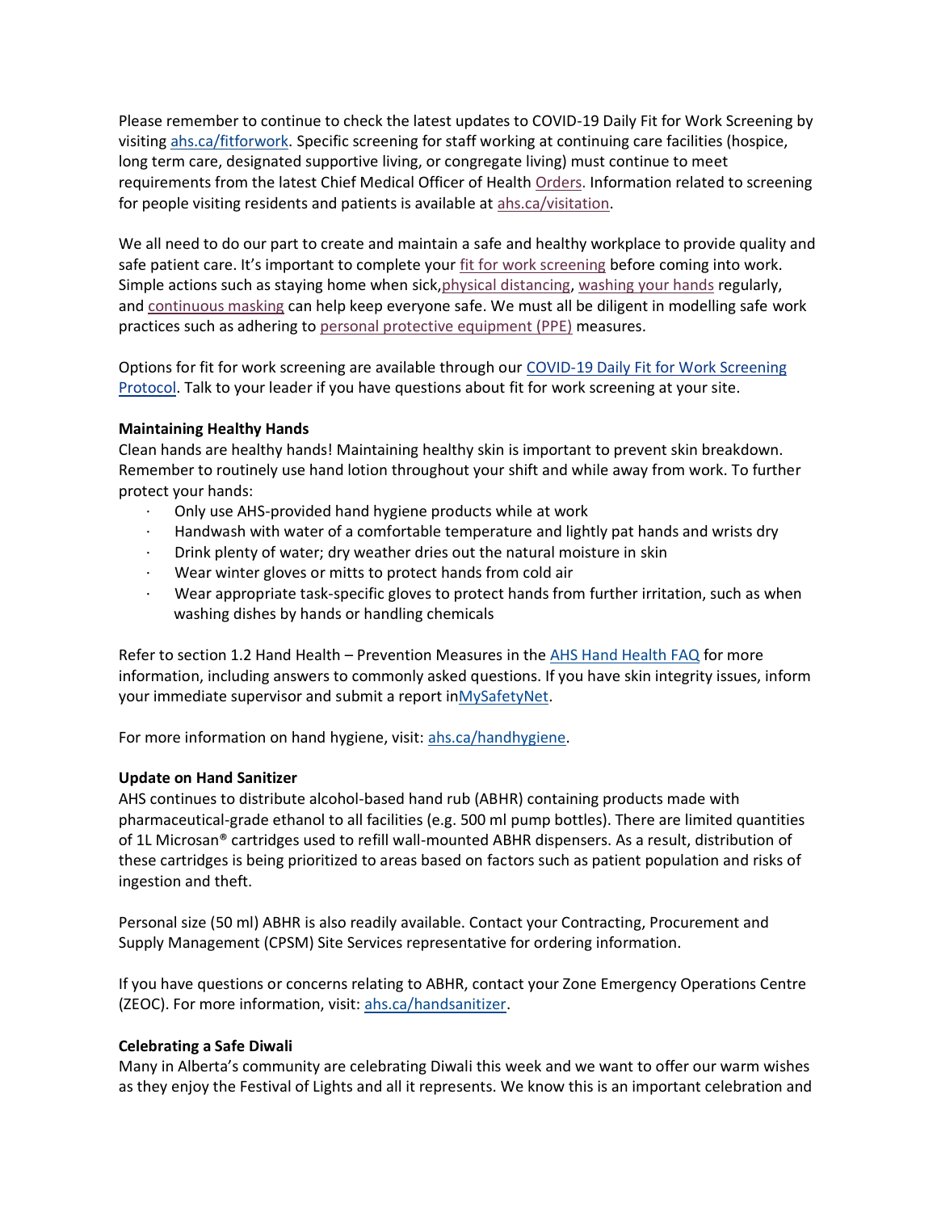Please remember to continue to check the latest updates to COVID-19 Daily Fit for Work Screening by visiting ahs.ca/fitforwork. Specific screening for staff working at continuing care facilities (hospice, long term care, designated supportive living, or congregate living) must continue to meet requirements from the latest Chief Medical Officer of Health Orders. Information related to screening for people visiting residents and patients is available at ahs.ca/visitation.

We all need to do our part to create and maintain a safe and healthy workplace to provide quality and safe patient care. It's important to complete your fit for work screening before coming into work. Simple actions such as staying home when sick,physical distancing, washing your hands regularly, and continuous masking can help keep everyone safe. We must all be diligent in modelling safe work practices such as adhering to personal protective equipment (PPE) measures.

Options for fit for work screening are available through our COVID-19 Daily Fit for Work Screening Protocol. Talk to your leader if you have questions about fit for work screening at your site.

**Maintaining Healthy Hands**

Clean hands are healthy hands! Maintaining healthy skin is important to prevent skin breakdown. Remember to routinely use hand lotion throughout your shift and while away from work. To further protect your hands:

- Only use AHS-provided hand hygiene products while at work
- Handwash with water of a comfortable temperature and lightly pat hands and wrists dry
- Drink plenty of water; dry weather dries out the natural moisture in skin
- Wear winter gloves or mitts to protect hands from cold air
- Wear appropriate task-specific gloves to protect hands from further irritation, such as when washing dishes by hands or handling chemicals

Refer to section 1.2 Hand Health – Prevention Measures in the AHS Hand Health FAQ for more information, including answers to commonly asked questions. If you have skin integrity issues, inform your immediate supervisor and submit a report inMySafetyNet.

For more information on hand hygiene, visit: ahs.ca/handhygiene.

**Update on Hand Sanitizer**

AHS continues to distribute alcohol-based hand rub (ABHR) containing products made with pharmaceutical-grade ethanol to all facilities (e.g. 500 ml pump bottles). There are limited quantities of 1L Microsan® cartridges used to refill wall-mounted ABHR dispensers. As a result, distribution of these cartridges is being prioritized to areas based on factors such as patient population and risks of ingestion and theft.

Personal size (50 ml) ABHR is also readily available. Contact your Contracting, Procurement and Supply Management (CPSM) Site Services representative for ordering information.

If you have questions or concerns relating to ABHR, contact your Zone Emergency Operations Centre (ZEOC). For more information, visit: ahs.ca/handsanitizer.

**Celebrating a Safe Diwali**

Many in Alberta's community are celebrating Diwali this week and we want to offer our warm wishes as they enjoy the Festival of Lights and all it represents. We know this is an important celebration and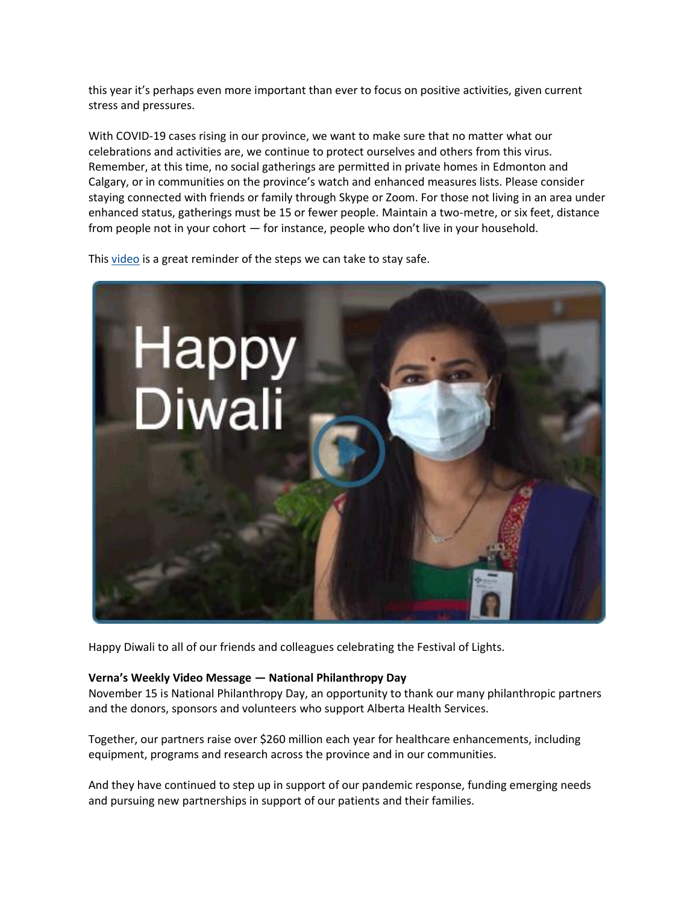this year it's perhaps even more important than ever to focus on positive activities, given current stress and pressures.

With COVID-19 cases rising in our province, we want to make sure that no matter what our celebrations and activities are, we continue to protect ourselves and others from this virus. Remember, at this time, no social gatherings are permitted in private homes in Edmonton and Calgary, or in communities on the province's watch and enhanced measures lists. Please consider staying connected with friends or family through Skype or Zoom. For those not living in an area under enhanced status, gatherings must be 15 or fewer people. Maintain a two-metre, or six feet, distance from people not in your cohort — for instance, people who don't live in your household.

This video is a great reminder of the steps we can take to stay safe.

Happy Diwali to all of our friends and colleagues celebrating the Festival of Lights.

**Verna's Weekly Video Message — National Philanthropy Day**
November 15 is National Philanthropy Day, an opportunity to thank our many philanthropic partners and the donors, sponsors and volunteers who support Alberta Health Services.

Together, our partners raise over $260 million each year for healthcare enhancements, including equipment, programs and research across the province and in our communities.

And they have continued to step up in support of our pandemic response, funding emerging needs and pursuing new partnerships in support of our patients and their families.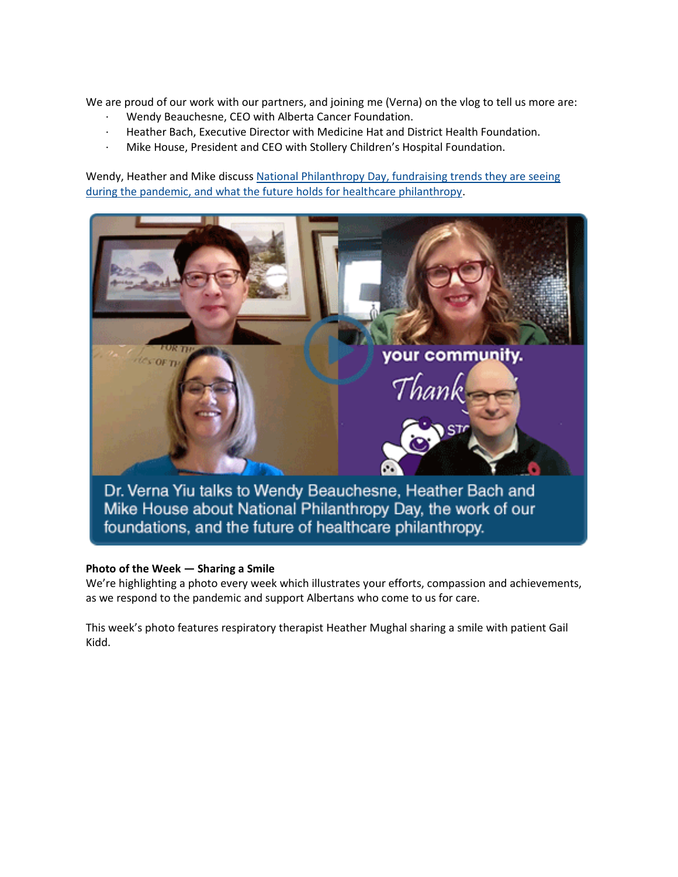We are proud of our work with our partners, and joining me (Verna) on the vlog to tell us more are:

- Wendy Beauchesne, CEO with Alberta Cancer Foundation.
- Heather Bach, Executive Director with Medicine Hat and District Health Foundation.
- Mike House, President and CEO with Stollery Children's Hospital Foundation.

Wendy, Heather and Mike discuss National Philanthropy Day, fundraising trends they are seeing during the pandemic, and what the future holds for healthcare philanthropy.

Dr. Verna Yiu talks to Wendy Beauchesne, Heather Bach and Mike House about National Philanthropy Day, the work of our foundations, and the future of healthcare philanthropy.

**Photo of the Week — Sharing a Smile**

We're highlighting a photo every week which illustrates your efforts, compassion and achievements, as we respond to the pandemic and support Albertans who come to us for care.

This week's photo features respiratory therapist Heather Mughal sharing a smile with patient Gail Kidd.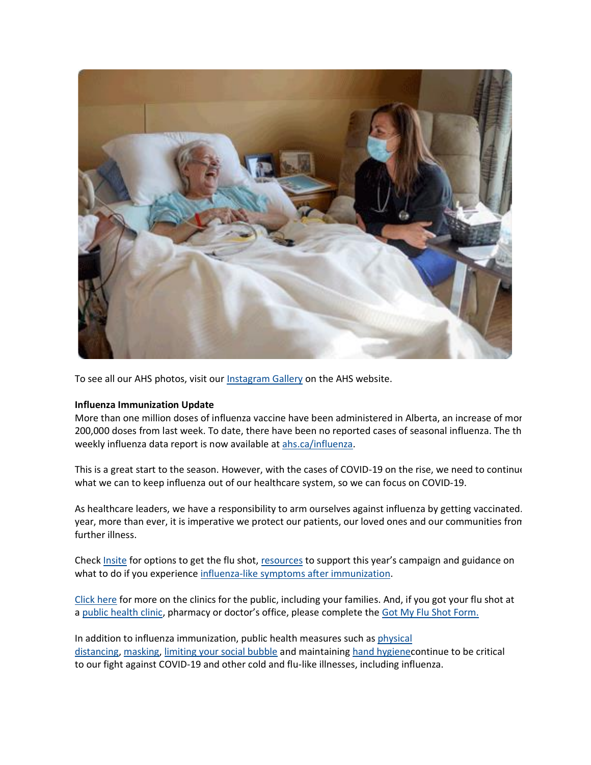To see all our AHS photos, visit our Instagram Gallery on the AHS website.

**Influenza Immunization Update**

More than one million doses of influenza vaccine have been administered in Alberta, an increase of mor 200,000 doses from last week. To date, there have been no reported cases of seasonal influenza. The th weekly influenza data report is now available at ahs.ca/influenza.

This is a great start to the season. However, with the cases of COVID-19 on the rise, we need to continue what we can to keep influenza out of our healthcare system, so we can focus on COVID-19.

As healthcare leaders, we have a responsibility to arm ourselves against influenza by getting vaccinated. year, more than ever, it is imperative we protect our patients, our loved ones and our communities from further illness.

Check Insite for options to get the flu shot, resources to support this year's campaign and guidance on what to do if you experience influenza-like symptoms after immunization.

Click here for more on the clinics for the public, including your families. And, if you got your flu shot at a public health clinic, pharmacy or doctor's office, please complete the Got My Flu Shot Form.

In addition to influenza immunization, public health measures such as physical distancing, masking, limiting your social bubble and maintaining hand hygienecontinue to be critical to our fight against COVID-19 and other cold and flu-like illnesses, including influenza.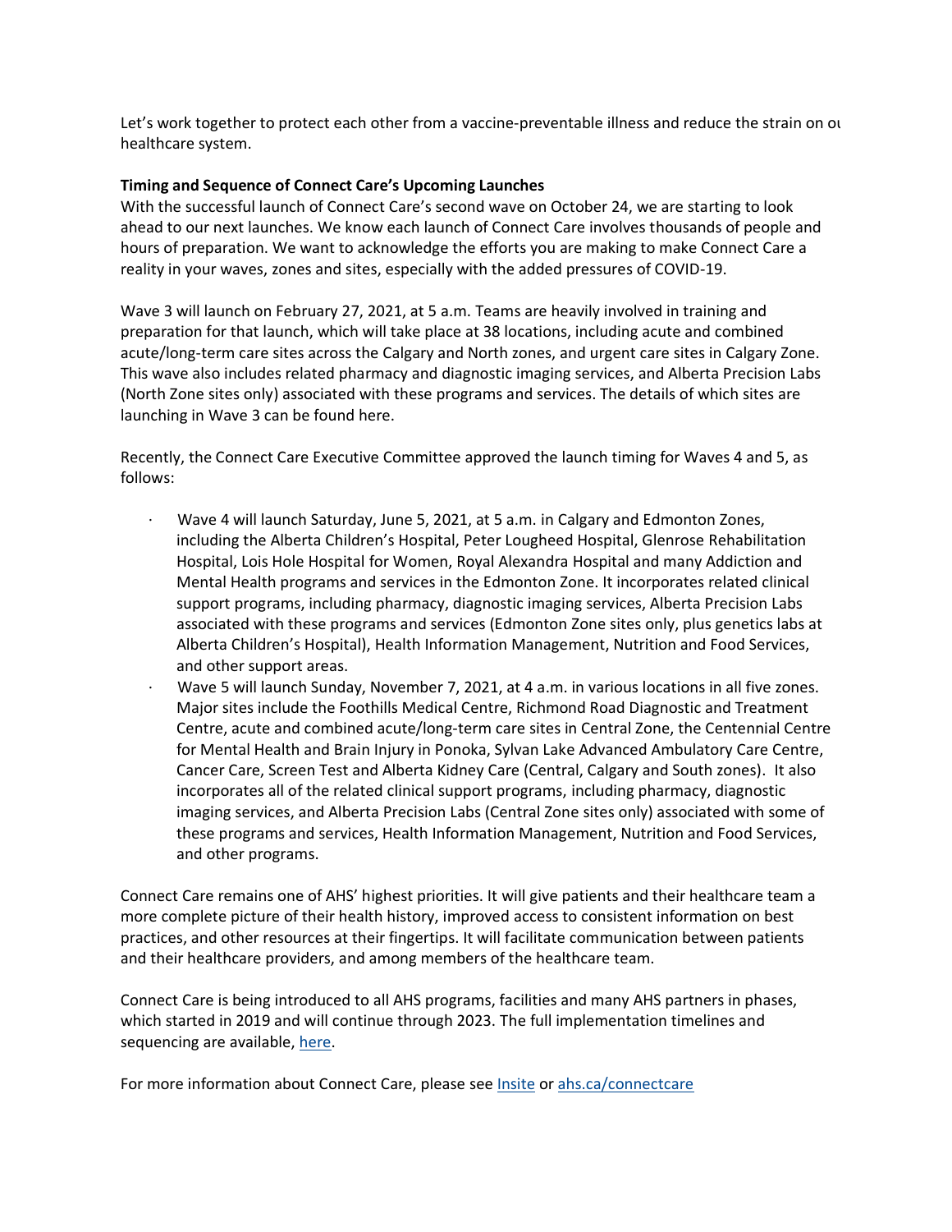Let's work together to protect each other from a vaccine-preventable illness and reduce the strain on ou healthcare system.

**Timing and Sequence of Connect Care's Upcoming Launches**

With the successful launch of Connect Care's second wave on October 24, we are starting to look ahead to our next launches. We know each launch of Connect Care involves thousands of people and hours of preparation. We want to acknowledge the efforts you are making to make Connect Care a reality in your waves, zones and sites, especially with the added pressures of COVID-19.

Wave 3 will launch on February 27, 2021, at 5 a.m. Teams are heavily involved in training and preparation for that launch, which will take place at 38 locations, including acute and combined acute/long-term care sites across the Calgary and North zones, and urgent care sites in Calgary Zone. This wave also includes related pharmacy and diagnostic imaging services, and Alberta Precision Labs (North Zone sites only) associated with these programs and services. The details of which sites are launching in Wave 3 can be found here.

Recently, the Connect Care Executive Committee approved the launch timing for Waves 4 and 5, as follows:

- Wave 4 will launch Saturday, June 5, 2021, at 5 a.m. in Calgary and Edmonton Zones, including the Alberta Children's Hospital, Peter Lougheed Hospital, Glenrose Rehabilitation Hospital, Lois Hole Hospital for Women, Royal Alexandra Hospital and many Addiction and Mental Health programs and services in the Edmonton Zone. It incorporates related clinical support programs, including pharmacy, diagnostic imaging services, Alberta Precision Labs associated with these programs and services (Edmonton Zone sites only, plus genetics labs at Alberta Children's Hospital), Health Information Management, Nutrition and Food Services, and other support areas.
- Wave 5 will launch Sunday, November 7, 2021, at 4 a.m. in various locations in all five zones. Major sites include the Foothills Medical Centre, Richmond Road Diagnostic and Treatment Centre, acute and combined acute/long-term care sites in Central Zone, the Centennial Centre for Mental Health and Brain Injury in Ponoka, Sylvan Lake Advanced Ambulatory Care Centre, Cancer Care, Screen Test and Alberta Kidney Care (Central, Calgary and South zones). It also incorporates all of the related clinical support programs, including pharmacy, diagnostic imaging services, and Alberta Precision Labs (Central Zone sites only) associated with some of these programs and services, Health Information Management, Nutrition and Food Services, and other programs.

Connect Care remains one of AHS' highest priorities. It will give patients and their healthcare team a more complete picture of their health history, improved access to consistent information on best practices, and other resources at their fingertips. It will facilitate communication between patients and their healthcare providers, and among members of the healthcare team.

Connect Care is being introduced to all AHS programs, facilities and many AHS partners in phases, which started in 2019 and will continue through 2023. The full implementation timelines and sequencing are available, here.

For more information about Connect Care, please see Insite or ahs.ca/connectcare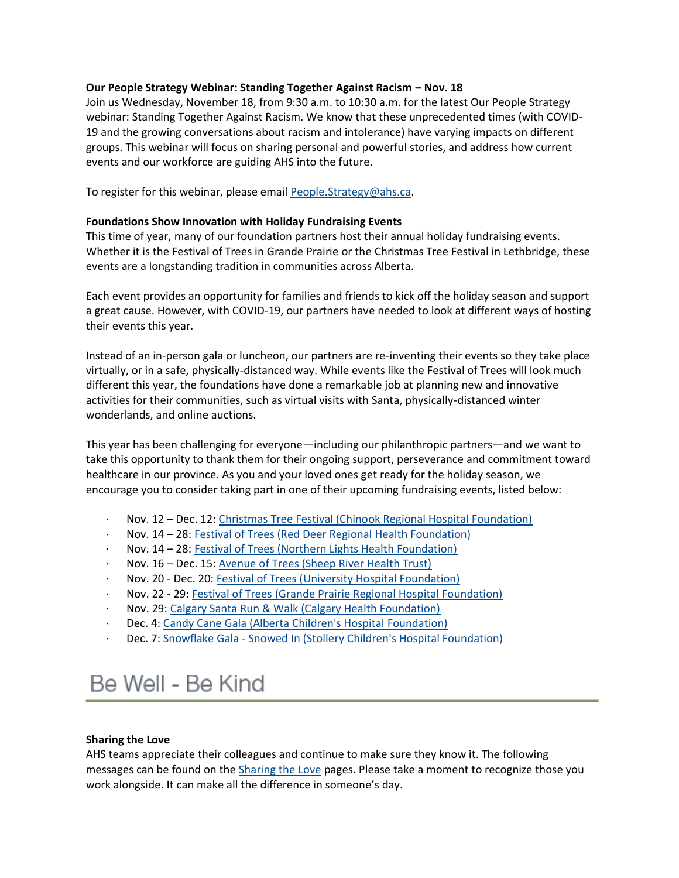**Our People Strategy Webinar: Standing Together Against Racism – Nov. 18**

Join us Wednesday, November 18, from 9:30 a.m. to 10:30 a.m. for the latest Our People Strategy webinar: Standing Together Against Racism. We know that these unprecedented times (with COVID-19 and the growing conversations about racism and intolerance) have varying impacts on different groups. This webinar will focus on sharing personal and powerful stories, and address how current events and our workforce are guiding AHS into the future.

To register for this webinar, please email People.Strategy@ahs.ca.

**Foundations Show Innovation with Holiday Fundraising Events**

This time of year, many of our foundation partners host their annual holiday fundraising events. Whether it is the Festival of Trees in Grande Prairie or the Christmas Tree Festival in Lethbridge, these events are a longstanding tradition in communities across Alberta.

Each event provides an opportunity for families and friends to kick off the holiday season and support a great cause. However, with COVID-19, our partners have needed to look at different ways of hosting their events this year.

Instead of an in-person gala or luncheon, our partners are re-inventing their events so they take place virtually, or in a safe, physically-distanced way. While events like the Festival of Trees will look much different this year, the foundations have done a remarkable job at planning new and innovative activities for their communities, such as virtual visits with Santa, physically-distanced winter wonderlands, and online auctions.

This year has been challenging for everyone—including our philanthropic partners—and we want to take this opportunity to thank them for their ongoing support, perseverance and commitment toward healthcare in our province. As you and your loved ones get ready for the holiday season, we encourage you to consider taking part in one of their upcoming fundraising events, listed below:

- Nov. 12 – Dec. 12: Christmas Tree Festival (Chinook Regional Hospital Foundation)
- Nov. 14 – 28: Festival of Trees (Red Deer Regional Health Foundation)
- Nov. 14 – 28: Festival of Trees (Northern Lights Health Foundation)
- Nov. 16 – Dec. 15: Avenue of Trees (Sheep River Health Trust)
- Nov. 20 - Dec. 20: Festival of Trees (University Hospital Foundation)
- Nov. 22 - 29: Festival of Trees (Grande Prairie Regional Hospital Foundation)
- Nov. 29: Calgary Santa Run & Walk (Calgary Health Foundation)
- Dec. 4: Candy Cane Gala (Alberta Children's Hospital Foundation)
- Dec. 7: Snowflake Gala - Snowed In (Stollery Children's Hospital Foundation)

# Be Well - Be Kind

**Sharing the Love**

AHS teams appreciate their colleagues and continue to make sure they know it. The following messages can be found on the Sharing the Love pages. Please take a moment to recognize those you work alongside. It can make all the difference in someone's day.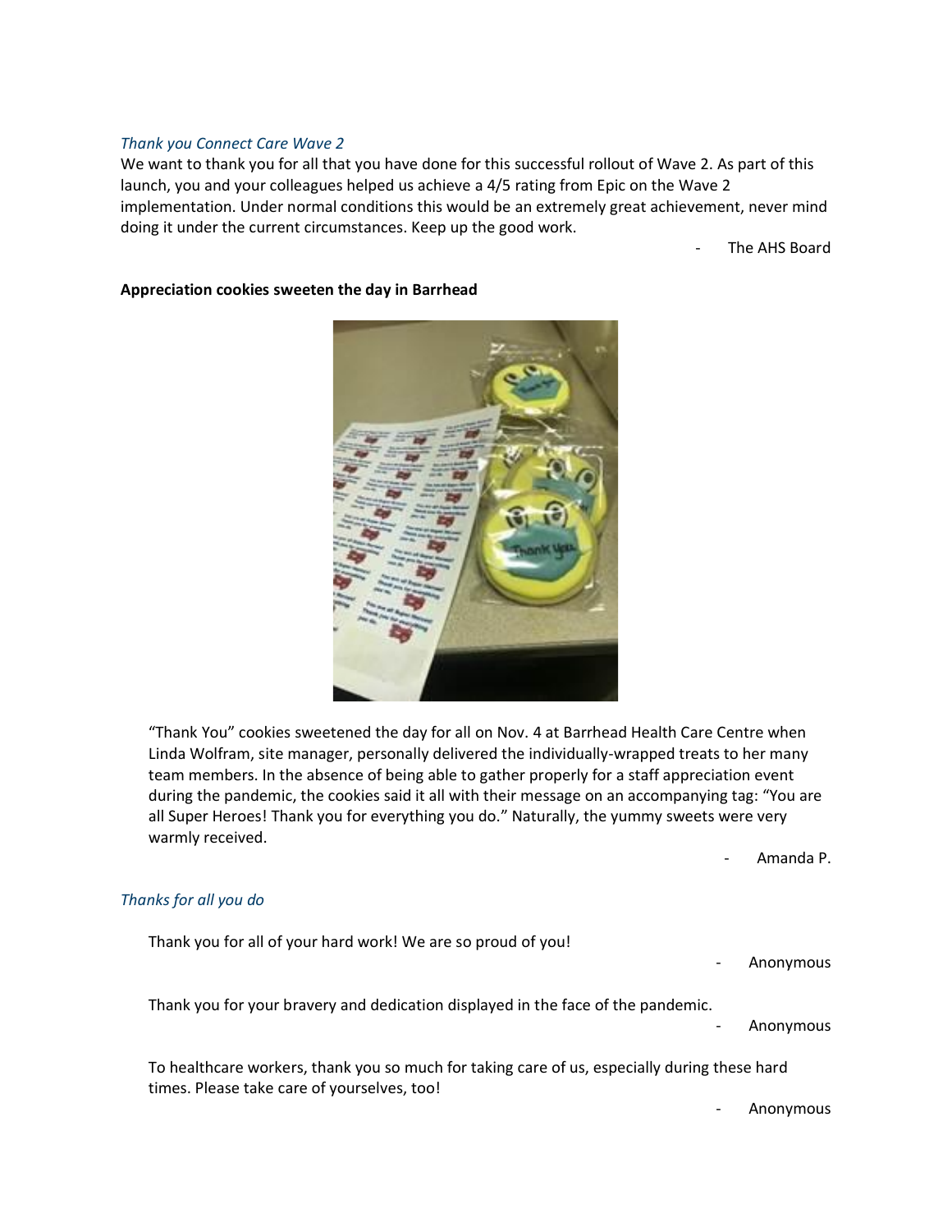*Thank you Connect Care Wave 2*

We want to thank you for all that you have done for this successful rollout of Wave 2. As part of this launch, you and your colleagues helped us achieve a 4/5 rating from Epic on the Wave 2 implementation. Under normal conditions this would be an extremely great achievement, never mind doing it under the current circumstances. Keep up the good work.

- The AHS Board

**Appreciation cookies sweeten the day in Barrhead**

"Thank You" cookies sweetened the day for all on Nov. 4 at Barrhead Health Care Centre when Linda Wolfram, site manager, personally delivered the individually-wrapped treats to her many team members. In the absence of being able to gather properly for a staff appreciation event during the pandemic, the cookies said it all with their message on an accompanying tag: "You are all Super Heroes! Thank you for everything you do." Naturally, the yummy sweets were very warmly received.

- Amanda P.

*Thanks for all you do*

Thank you for all of your hard work! We are so proud of you!

- Anonymous

Thank you for your bravery and dedication displayed in the face of the pandemic.

- Anonymous

To healthcare workers, thank you so much for taking care of us, especially during these hard times. Please take care of yourselves, too!

- Anonymous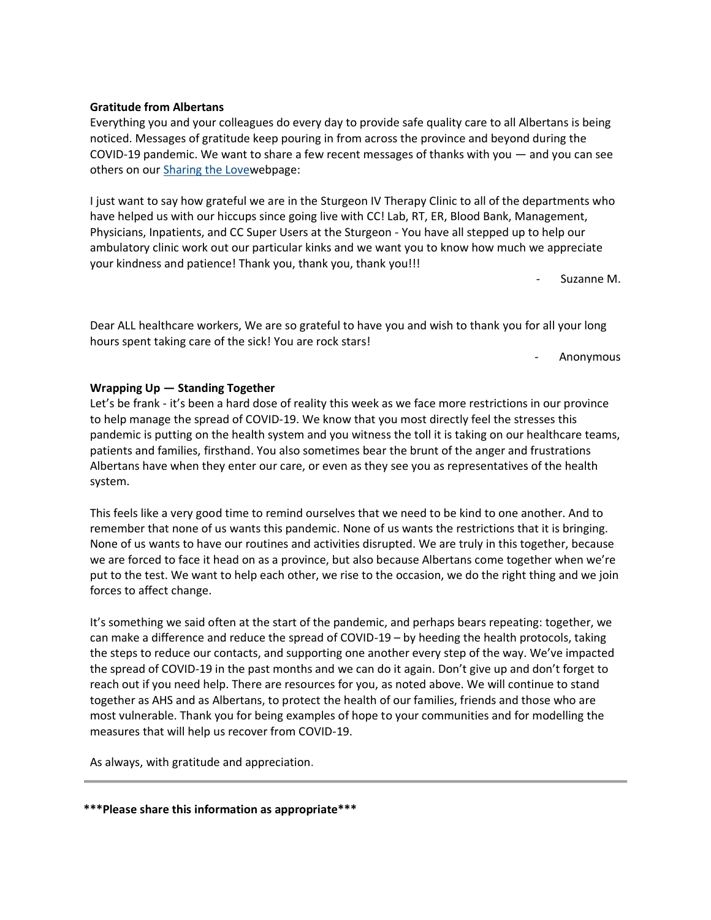**Gratitude from Albertans**

Everything you and your colleagues do every day to provide safe quality care to all Albertans is being noticed. Messages of gratitude keep pouring in from across the province and beyond during the COVID-19 pandemic. We want to share a few recent messages of thanks with you — and you can see others on our [Sharing the Love](#)webpage:

I just want to say how grateful we are in the Sturgeon IV Therapy Clinic to all of the departments who have helped us with our hiccups since going live with CC! Lab, RT, ER, Blood Bank, Management, Physicians, Inpatients, and CC Super Users at the Sturgeon - You have all stepped up to help our ambulatory clinic work out our particular kinks and we want you to know how much we appreciate your kindness and patience! Thank you, thank you, thank you!!!

- Suzanne M.

Dear ALL healthcare workers, We are so grateful to have you and wish to thank you for all your long hours spent taking care of the sick! You are rock stars!

- Anonymous

**Wrapping Up — Standing Together**

Let's be frank - it's been a hard dose of reality this week as we face more restrictions in our province to help manage the spread of COVID-19. We know that you most directly feel the stresses this pandemic is putting on the health system and you witness the toll it is taking on our healthcare teams, patients and families, firsthand. You also sometimes bear the brunt of the anger and frustrations Albertans have when they enter our care, or even as they see you as representatives of the health system.

This feels like a very good time to remind ourselves that we need to be kind to one another. And to remember that none of us wants this pandemic. None of us wants the restrictions that it is bringing. None of us wants to have our routines and activities disrupted. We are truly in this together, because we are forced to face it head on as a province, but also because Albertans come together when we're put to the test. We want to help each other, we rise to the occasion, we do the right thing and we join forces to affect change.

It's something we said often at the start of the pandemic, and perhaps bears repeating: together, we can make a difference and reduce the spread of COVID-19 – by heeding the health protocols, taking the steps to reduce our contacts, and supporting one another every step of the way. We've impacted the spread of COVID-19 in the past months and we can do it again. Don't give up and don't forget to reach out if you need help. There are resources for you, as noted above. We will continue to stand together as AHS and as Albertans, to protect the health of our families, friends and those who are most vulnerable. Thank you for being examples of hope to your communities and for modelling the measures that will help us recover from COVID-19.

As always, with gratitude and appreciation.

---

**\*\*\*Please share this information as appropriate\*\*\***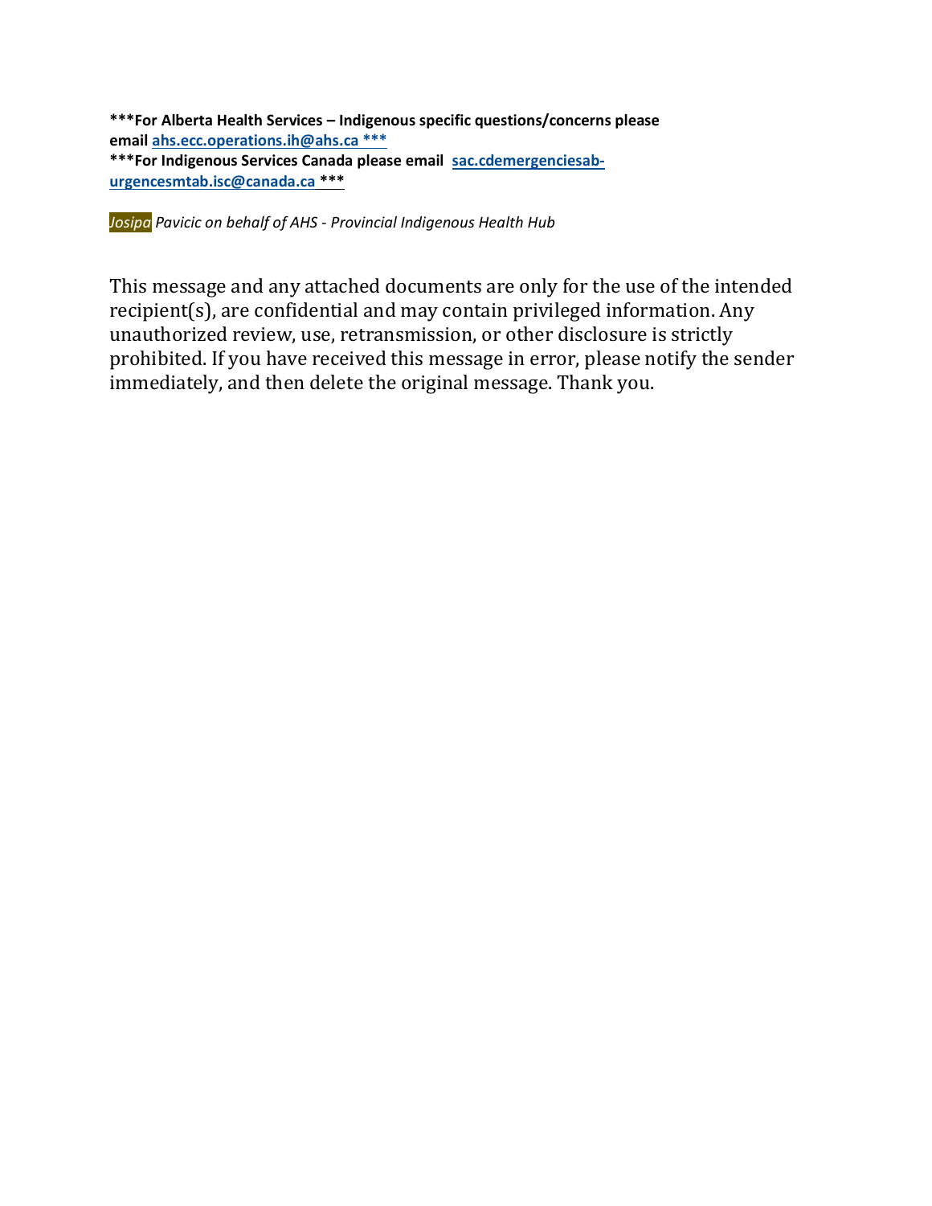**\*\*\*For Alberta Health Services – Indigenous specific questions/concerns please email [ahs.ecc.operations.ih@ahs.ca](mailto:ahs.ecc.operations.ih@ahs.ca) \*\*\***
**\*\*\*For Indigenous Services Canada please email [sac.cdemergenciesab-urgencesmtab.isc@canada.ca](mailto:sac.cdemergenciesab-urgencesmtab.isc@canada.ca) \*\*\***

*Josipa Pavicic on behalf of AHS - Provincial Indigenous Health Hub*

This message and any attached documents are only for the use of the intended recipient(s), are confidential and may contain privileged information. Any unauthorized review, use, retransmission, or other disclosure is strictly prohibited. If you have received this message in error, please notify the sender immediately, and then delete the original message. Thank you.